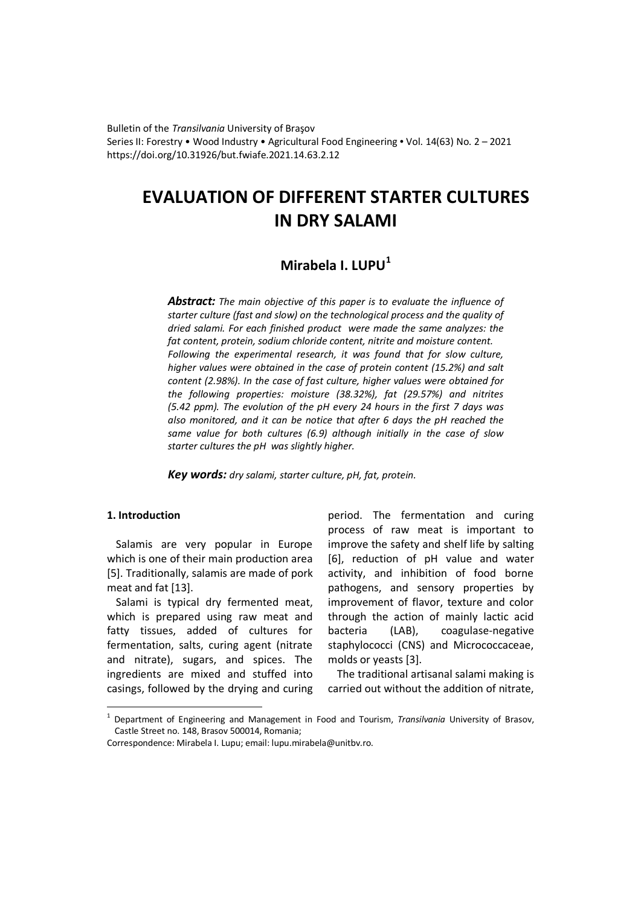Bulletin of the *Transilvania* University of Braşov
Series II: Forestry • Wood Industry • Agricultural Food Engineering • Vol. 14(63) No. 2 – 2021
https://doi.org/10.31926/but.fwiafe.2021.14.63.2.12

# EVALUATION OF DIFFERENT STARTER CULTURES IN DRY SALAMI

## Mirabela I. LUPU[1]

***Abstract:*** *The main objective of this paper is to evaluate the influence of starter culture (fast and slow) on the technological process and the quality of dried salami. For each finished product were made the same analyzes: the fat content, protein, sodium chloride content, nitrite and moisture content. Following the experimental research, it was found that for slow culture, higher values were obtained in the case of protein content (15.2%) and salt content (2.98%). In the case of fast culture, higher values were obtained for the following properties: moisture (38.32%), fat (29.57%) and nitrites (5.42 ppm). The evolution of the pH every 24 hours in the first 7 days was also monitored, and it can be notice that after 6 days the pH reached the same value for both cultures (6.9) although initially in the case of slow starter cultures the pH was slightly higher.*

***Key words:*** *dry salami, starter culture, pH, fat, protein.*

### 1. Introduction

Salamis are very popular in Europe which is one of their main production area [5]. Traditionally, salamis are made of pork meat and fat [13].

Salami is typical dry fermented meat, which is prepared using raw meat and fatty tissues, added of cultures for fermentation, salts, curing agent (nitrate and nitrate), sugars, and spices. The ingredients are mixed and stuffed into casings, followed by the drying and curing period. The fermentation and curing process of raw meat is important to improve the safety and shelf life by salting [6], reduction of pH value and water activity, and inhibition of food borne pathogens, and sensory properties by improvement of flavor, texture and color through the action of mainly lactic acid bacteria (LAB), coagulase-negative staphylococci (CNS) and Micrococcaceae, molds or yeasts [3].

The traditional artisanal salami making is carried out without the addition of nitrate,

---

[1] Department of Engineering and Management in Food and Tourism, *Transilvania* University of Brasov, Castle Street no. 148, Brasov 500014, Romania;

Correspondence: Mirabela I. Lupu; email: lupu.mirabela@unitbv.ro.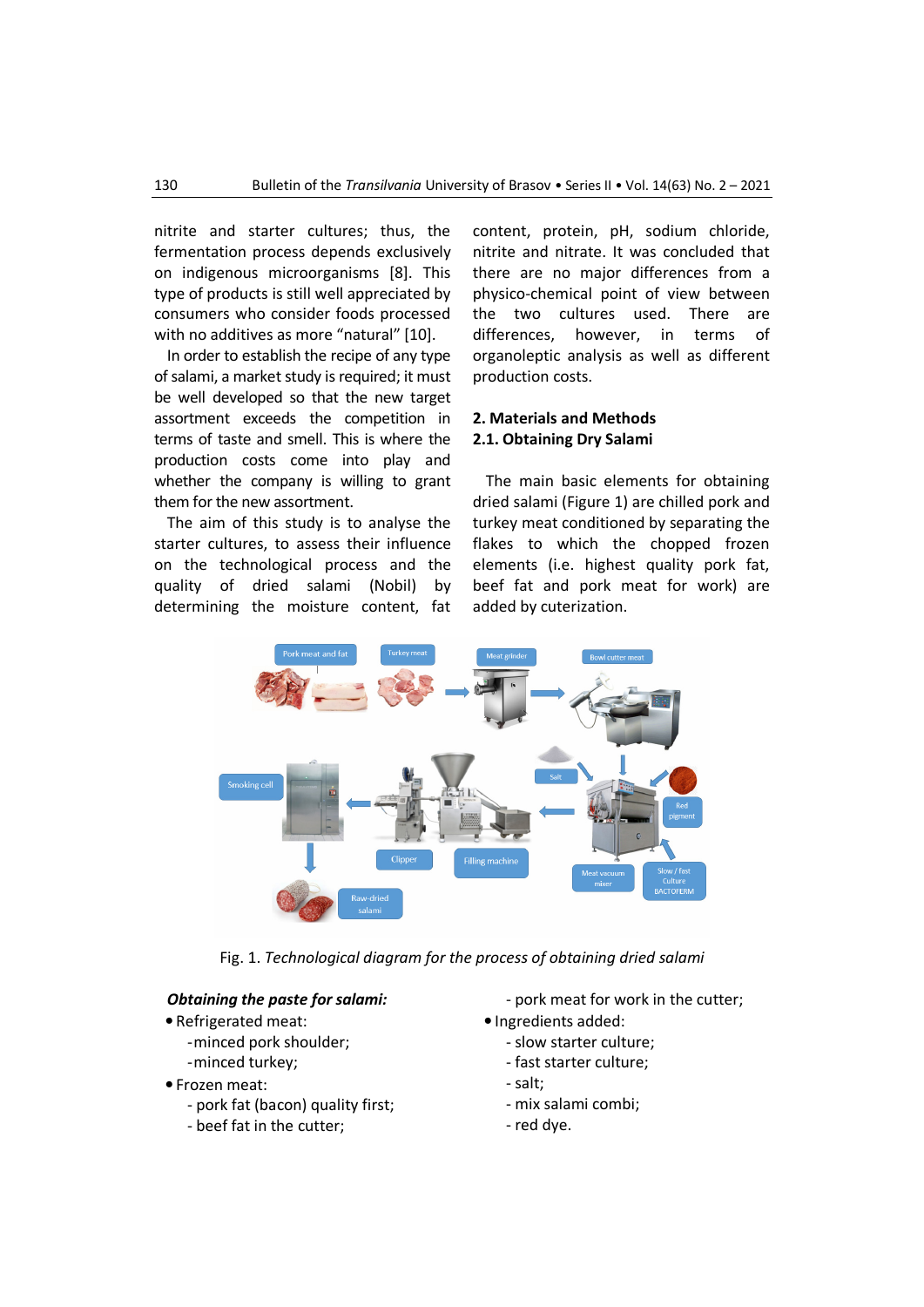nitrite and starter cultures; thus, the fermentation process depends exclusively on indigenous microorganisms [8]. This type of products is still well appreciated by consumers who consider foods processed with no additives as more "natural" [10].

In order to establish the recipe of any type of salami, a market study is required; it must be well developed so that the new target assortment exceeds the competition in terms of taste and smell. This is where the production costs come into play and whether the company is willing to grant them for the new assortment.

The aim of this study is to analyse the starter cultures, to assess their influence on the technological process and the quality of dried salami (Nobil) by determining the moisture content, fat content, protein, pH, sodium chloride, nitrite and nitrate. It was concluded that there are no major differences from a physico-chemical point of view between the two cultures used. There are differences, however, in terms of organoleptic analysis as well as different production costs.

## 2. Materials and Methods

### 2.1. Obtaining Dry Salami

The main basic elements for obtaining dried salami (Figure 1) are chilled pork and turkey meat conditioned by separating the flakes to which the chopped frozen elements (i.e. highest quality pork fat, beef fat and pork meat for work) are added by cuterization.

Fig. 1. *Technological diagram for the process of obtaining dried salami*

***Obtaining the paste for salami:***

- Refrigerated meat:
  - minced pork shoulder;
  - minced turkey;
- Frozen meat:
  - pork fat (bacon) quality first;
  - beef fat in the cutter;
  - pork meat for work in the cutter;
- Ingredients added:
  - slow starter culture;
  - fast starter culture;
  - salt;
  - mix salami combi;
  - red dye.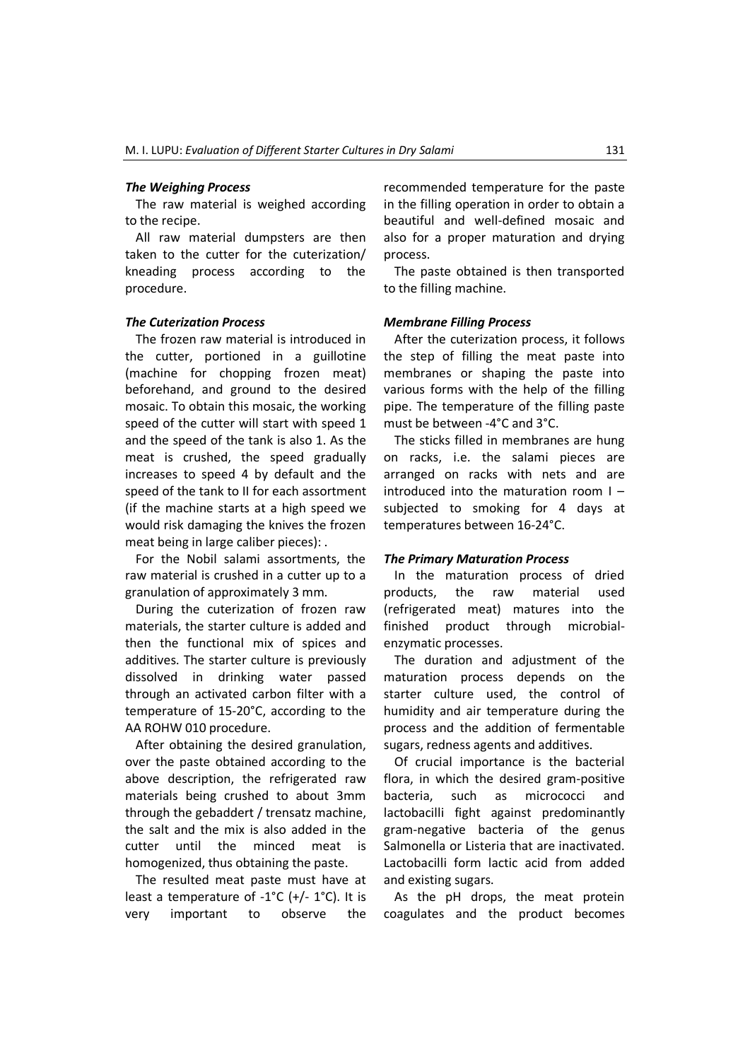### *The Weighing Process*

The raw material is weighed according to the recipe.

All raw material dumpsters are then taken to the cutter for the cuterization/ kneading process according to the procedure.

### *The Cuterization Process*

The frozen raw material is introduced in the cutter, portioned in a guillotine (machine for chopping frozen meat) beforehand, and ground to the desired mosaic. To obtain this mosaic, the working speed of the cutter will start with speed 1 and the speed of the tank is also 1. As the meat is crushed, the speed gradually increases to speed 4 by default and the speed of the tank to II for each assortment (if the machine starts at a high speed we would risk damaging the knives the frozen meat being in large caliber pieces): .

For the Nobil salami assortments, the raw material is crushed in a cutter up to a granulation of approximately 3 mm.

During the cuterization of frozen raw materials, the starter culture is added and then the functional mix of spices and additives. The starter culture is previously dissolved in drinking water passed through an activated carbon filter with a temperature of 15-20°C, according to the AA ROHW 010 procedure.

After obtaining the desired granulation, over the paste obtained according to the above description, the refrigerated raw materials being crushed to about 3mm through the gebaddert / trensatz machine, the salt and the mix is also added in the cutter until the minced meat is homogenized, thus obtaining the paste.

The resulted meat paste must have at least a temperature of -1°C (+/- 1°C). It is very important to observe the recommended temperature for the paste in the filling operation in order to obtain a beautiful and well-defined mosaic and also for a proper maturation and drying process.

The paste obtained is then transported to the filling machine.

### *Membrane Filling Process*

After the cuterization process, it follows the step of filling the meat paste into membranes or shaping the paste into various forms with the help of the filling pipe. The temperature of the filling paste must be between -4°C and 3°C.

The sticks filled in membranes are hung on racks, i.e. the salami pieces are arranged on racks with nets and are introduced into the maturation room I – subjected to smoking for 4 days at temperatures between 16-24°C.

### *The Primary Maturation Process*

In the maturation process of dried products, the raw material used (refrigerated meat) matures into the finished product through microbial-enzymatic processes.

The duration and adjustment of the maturation process depends on the starter culture used, the control of humidity and air temperature during the process and the addition of fermentable sugars, redness agents and additives.

Of crucial importance is the bacterial flora, in which the desired gram-positive bacteria, such as micrococci and lactobacilli fight against predominantly gram-negative bacteria of the genus Salmonella or Listeria that are inactivated. Lactobacilli form lactic acid from added and existing sugars.

As the pH drops, the meat protein coagulates and the product becomes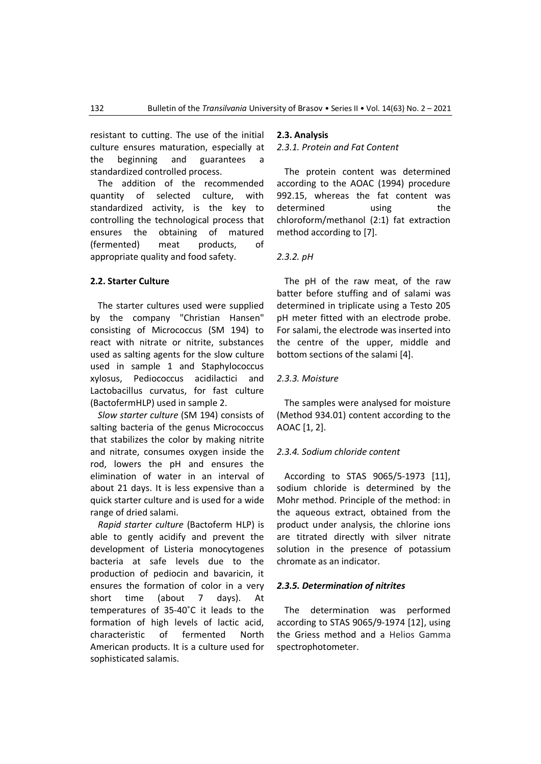resistant to cutting. The use of the initial culture ensures maturation, especially at the beginning and guarantees a standardized controlled process.

The addition of the recommended quantity of selected culture, with standardized activity, is the key to controlling the technological process that ensures the obtaining of matured (fermented) meat products, of appropriate quality and food safety.

### 2.2. Starter Culture

The starter cultures used were supplied by the company "Christian Hansen" consisting of Micrococcus (SM 194) to react with nitrate or nitrite, substances used as salting agents for the slow culture used in sample 1 and Staphylococcus xylosus, Pediococcus acidilactici and Lactobacillus curvatus, for fast culture (BactofermHLP) used in sample 2.

*Slow starter culture* (SM 194) consists of salting bacteria of the genus Micrococcus that stabilizes the color by making nitrite and nitrate, consumes oxygen inside the rod, lowers the pH and ensures the elimination of water in an interval of about 21 days. It is less expensive than a quick starter culture and is used for a wide range of dried salami.

*Rapid starter culture* (Bactoferm HLP) is able to gently acidify and prevent the development of Listeria monocytogenes bacteria at safe levels due to the production of pediocin and bavaricin, it ensures the formation of color in a very short time (about 7 days). At temperatures of 35-40˚C it leads to the formation of high levels of lactic acid, characteristic of fermented North American products. It is a culture used for sophisticated salamis.

### 2.3. Analysis

#### *2.3.1. Protein and Fat Content*

The protein content was determined according to the AOAC (1994) procedure 992.15, whereas the fat content was determined using the chloroform/methanol (2:1) fat extraction method according to [7].

#### *2.3.2. pH*

The pH of the raw meat, of the raw batter before stuffing and of salami was determined in triplicate using a Testo 205 pH meter fitted with an electrode probe. For salami, the electrode was inserted into the centre of the upper, middle and bottom sections of the salami [4].

#### *2.3.3. Moisture*

The samples were analysed for moisture (Method 934.01) content according to the AOAC [1, 2].

#### *2.3.4. Sodium chloride content*

According to STAS 9065/5-1973 [11], sodium chloride is determined by the Mohr method. Principle of the method: in the aqueous extract, obtained from the product under analysis, the chlorine ions are titrated directly with silver nitrate solution in the presence of potassium chromate as an indicator.

#### ***2.3.5. Determination of nitrites***

The determination was performed according to STAS 9065/9-1974 [12], using the Griess method and a Helios Gamma spectrophotometer.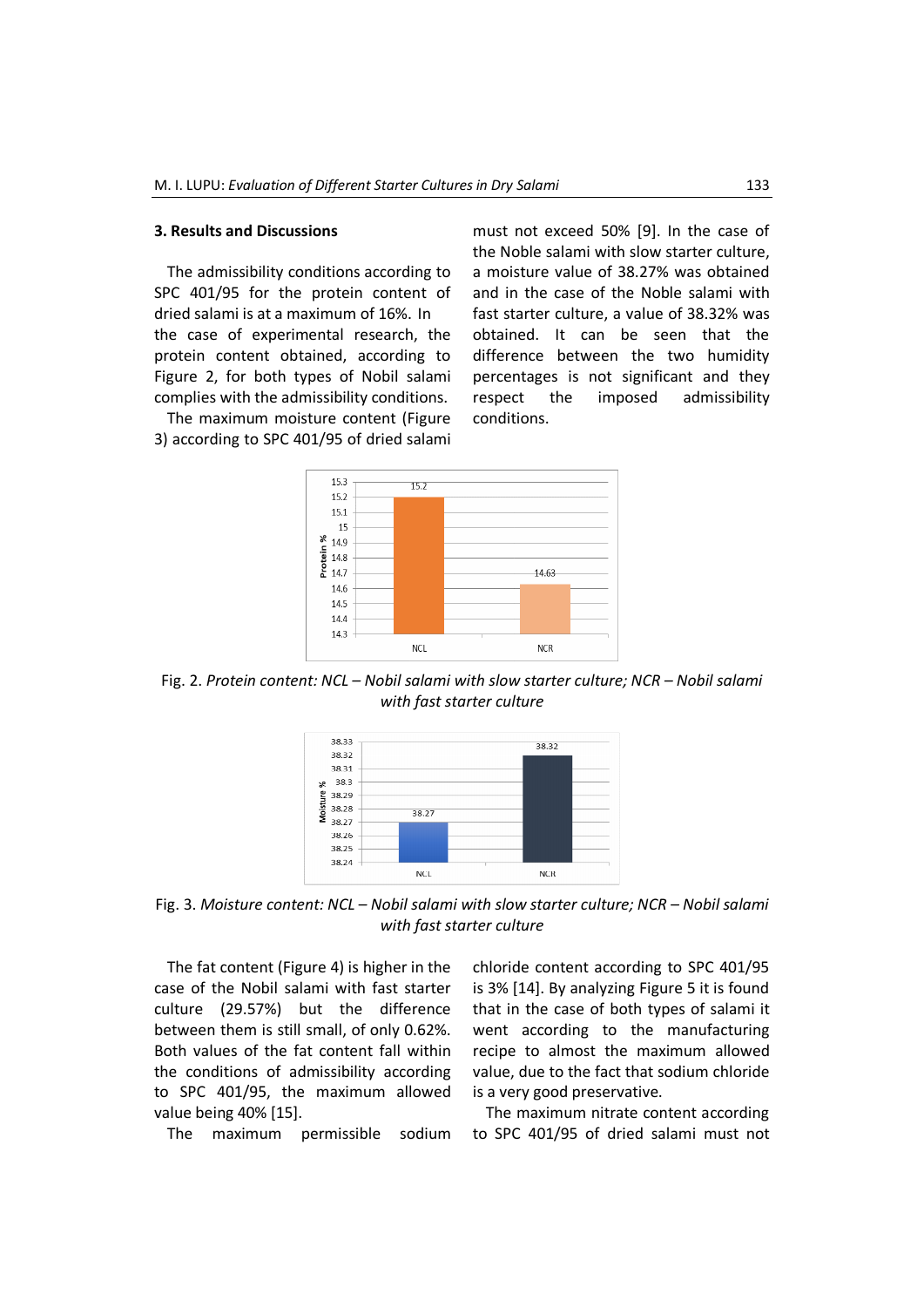## 3. Results and Discussions

The admissibility conditions according to SPC 401/95 for the protein content of dried salami is at a maximum of 16%. In the case of experimental research, the protein content obtained, according to Figure 2, for both types of Nobil salami complies with the admissibility conditions.

The maximum moisture content (Figure 3) according to SPC 401/95 of dried salami must not exceed 50% [9]. In the case of the Noble salami with slow starter culture, a moisture value of 38.27% was obtained and in the case of the Noble salami with fast starter culture, a value of 38.32% was obtained. It can be seen that the difference between the two humidity percentages is not significant and they respect the imposed admissibility conditions.

Fig. 2. *Protein content: NCL – Nobil salami with slow starter culture; NCR – Nobil salami with fast starter culture*

Fig. 3. *Moisture content: NCL – Nobil salami with slow starter culture; NCR – Nobil salami with fast starter culture*

The fat content (Figure 4) is higher in the case of the Nobil salami with fast starter culture (29.57%) but the difference between them is still small, of only 0.62%. Both values of the fat content fall within the conditions of admissibility according to SPC 401/95, the maximum allowed value being 40% [15].

The maximum permissible sodium chloride content according to SPC 401/95 is 3% [14]. By analyzing Figure 5 it is found that in the case of both types of salami it went according to the manufacturing recipe to almost the maximum allowed value, due to the fact that sodium chloride is a very good preservative.

The maximum nitrate content according to SPC 401/95 of dried salami must not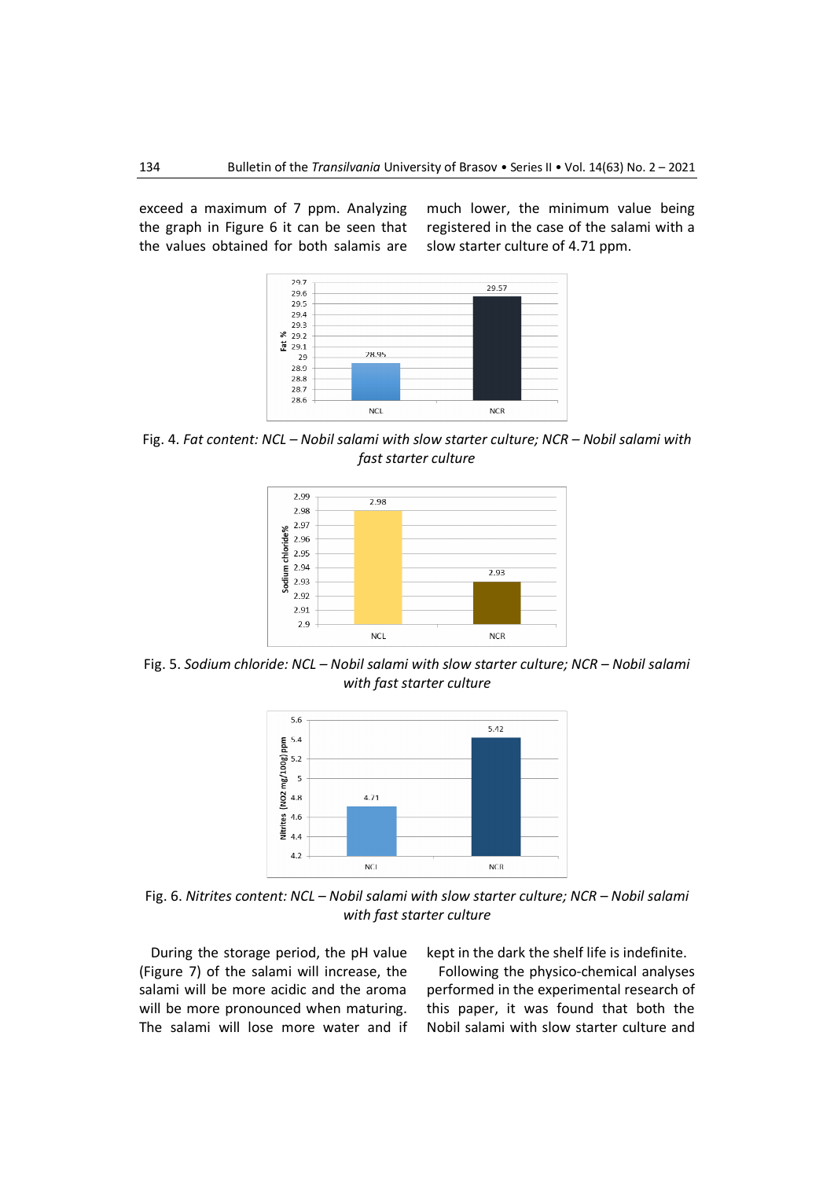exceed a maximum of 7 ppm. Analyzing the graph in Figure 6 it can be seen that the values obtained for both salamis are much lower, the minimum value being registered in the case of the salami with a slow starter culture of 4.71 ppm.

Fig. 4. *Fat content: NCL – Nobil salami with slow starter culture; NCR – Nobil salami with fast starter culture*

Fig. 5. *Sodium chloride: NCL – Nobil salami with slow starter culture; NCR – Nobil salami with fast starter culture*

Fig. 6. *Nitrites content: NCL – Nobil salami with slow starter culture; NCR – Nobil salami with fast starter culture*

During the storage period, the pH value (Figure 7) of the salami will increase, the salami will be more acidic and the aroma will be more pronounced when maturing. The salami will lose more water and if kept in the dark the shelf life is indefinite.

Following the physico-chemical analyses performed in the experimental research of this paper, it was found that both the Nobil salami with slow starter culture and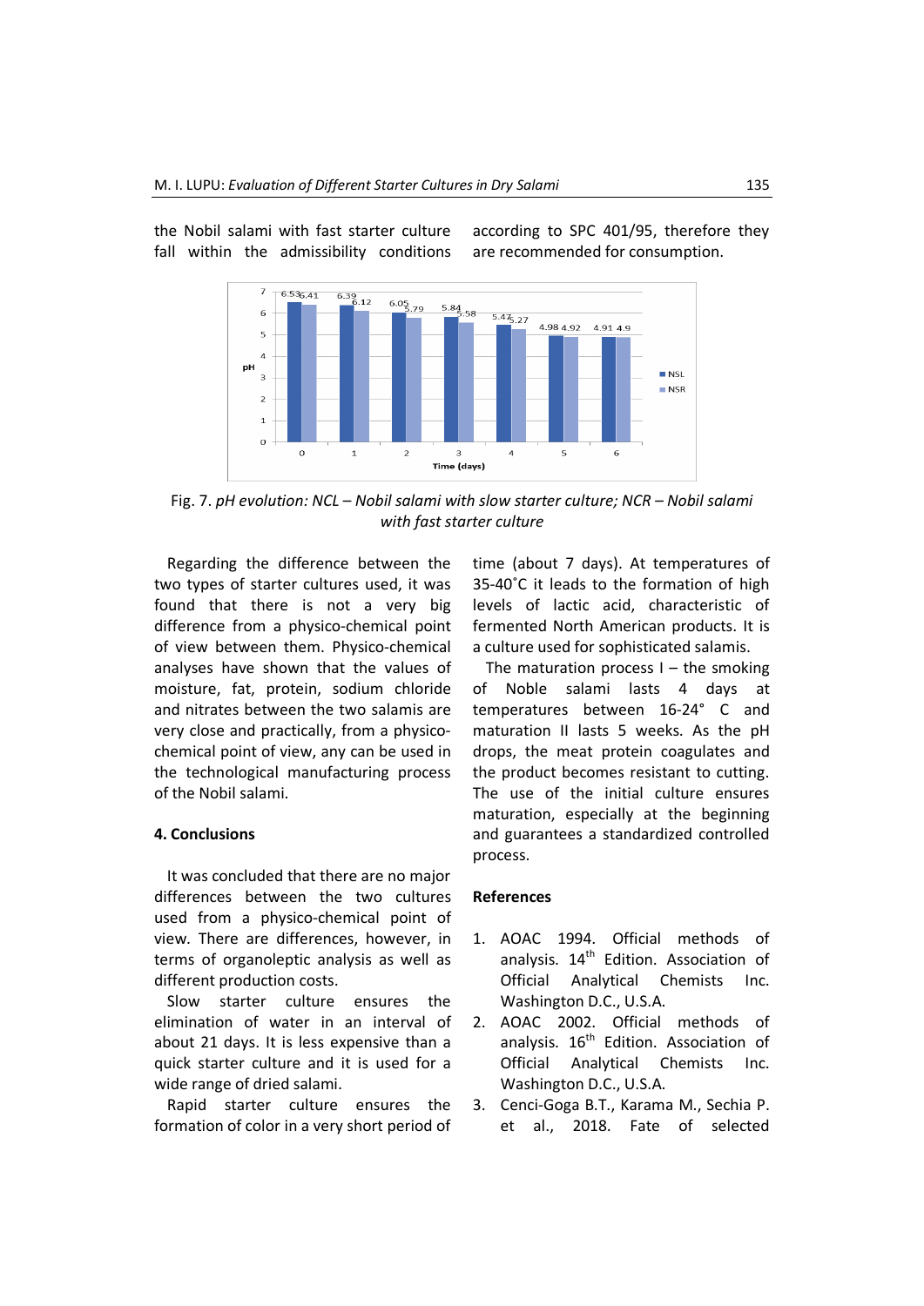the Nobil salami with fast starter culture fall within the admissibility conditions according to SPC 401/95, therefore they are recommended for consumption.

Fig. 7. *pH evolution: NCL – Nobil salami with slow starter culture; NCR – Nobil salami with fast starter culture*

Regarding the difference between the two types of starter cultures used, it was found that there is not a very big difference from a physico-chemical point of view between them. Physico-chemical analyses have shown that the values of moisture, fat, protein, sodium chloride and nitrates between the two salamis are very close and practically, from a physico-chemical point of view, any can be used in the technological manufacturing process of the Nobil salami.

## 4. Conclusions

It was concluded that there are no major differences between the two cultures used from a physico-chemical point of view. There are differences, however, in terms of organoleptic analysis as well as different production costs.

Slow starter culture ensures the elimination of water in an interval of about 21 days. It is less expensive than a quick starter culture and it is used for a wide range of dried salami.

Rapid starter culture ensures the formation of color in a very short period of time (about 7 days). At temperatures of 35-40˚C it leads to the formation of high levels of lactic acid, characteristic of fermented North American products. It is a culture used for sophisticated salamis.

The maturation process I – the smoking of Noble salami lasts 4 days at temperatures between 16-24° C and maturation II lasts 5 weeks. As the pH drops, the meat protein coagulates and the product becomes resistant to cutting. The use of the initial culture ensures maturation, especially at the beginning and guarantees a standardized controlled process.

## References

1. AOAC 1994. Official methods of analysis. 14th Edition. Association of Official Analytical Chemists Inc. Washington D.C., U.S.A.
2. AOAC 2002. Official methods of analysis. 16th Edition. Association of Official Analytical Chemists Inc. Washington D.C., U.S.A.
3. Cenci-Goga B.T., Karama M., Sechia P. et al., 2018. Fate of selected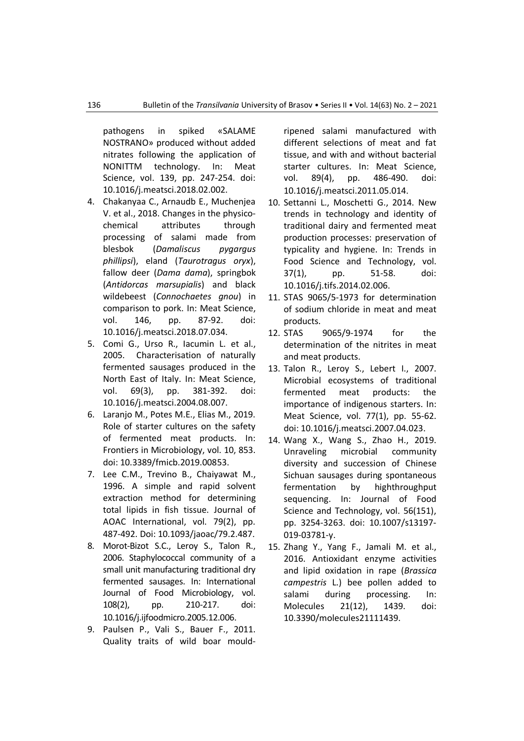pathogens in spiked «SALAME NOSTRANO» produced without added nitrates following the application of NONITTM technology. In: Meat Science, vol. 139, pp. 247-254. doi: 10.1016/j.meatsci.2018.02.002.

4. Chakanyaa C., Arnaudb E., Muchenjea V. et al., 2018. Changes in the physico-chemical attributes through processing of salami made from blesbok (*Damaliscus pygargus phillipsi*), eland (*Taurotragus oryx*), fallow deer (*Dama dama*), springbok (*Antidorcas marsupialis*) and black wildebeest (*Connochaetes gnou*) in comparison to pork. In: Meat Science, vol. 146, pp. 87-92. doi: 10.1016/j.meatsci.2018.07.034.
5. Comi G., Urso R., Iacumin L. et al., 2005. Characterisation of naturally fermented sausages produced in the North East of Italy. In: Meat Science, vol. 69(3), pp. 381-392. doi: 10.1016/j.meatsci.2004.08.007.
6. Laranjo M., Potes M.E., Elias M., 2019. Role of starter cultures on the safety of fermented meat products. In: Frontiers in Microbiology, vol. 10, 853. doi: 10.3389/fmicb.2019.00853.
7. Lee C.M., Trevino B., Chaiyawat M., 1996. A simple and rapid solvent extraction method for determining total lipids in fish tissue. Journal of AOAC International, vol. 79(2), pp. 487-492. Doi: 10.1093/jaoac/79.2.487.
8. Morot-Bizot S.C., Leroy S., Talon R., 2006. Staphylococcal community of a small unit manufacturing traditional dry fermented sausages. In: International Journal of Food Microbiology, vol. 108(2), pp. 210-217. doi: 10.1016/j.ijfoodmicro.2005.12.006.
9. Paulsen P., Vali S., Bauer F., 2011. Quality traits of wild boar mould-ripened salami manufactured with different selections of meat and fat tissue, and with and without bacterial starter cultures. In: Meat Science, vol. 89(4), pp. 486-490. doi: 10.1016/j.meatsci.2011.05.014.
10. Settanni L., Moschetti G., 2014. New trends in technology and identity of traditional dairy and fermented meat production processes: preservation of typicality and hygiene. In: Trends in Food Science and Technology, vol. 37(1), pp. 51-58. doi: 10.1016/j.tifs.2014.02.006.
11. STAS 9065/5-1973 for determination of sodium chloride in meat and meat products.
12. STAS 9065/9-1974 for the determination of the nitrites in meat and meat products.
13. Talon R., Leroy S., Lebert I., 2007. Microbial ecosystems of traditional fermented meat products: the importance of indigenous starters. In: Meat Science, vol. 77(1), pp. 55-62. doi: 10.1016/j.meatsci.2007.04.023.
14. Wang X., Wang S., Zhao H., 2019. Unraveling microbial community diversity and succession of Chinese Sichuan sausages during spontaneous fermentation by highthroughput sequencing. In: Journal of Food Science and Technology, vol. 56(151), pp. 3254-3263. doi: 10.1007/s13197-019-03781-y.
15. Zhang Y., Yang F., Jamali M. et al., 2016. Antioxidant enzyme activities and lipid oxidation in rape (*Brassica campestris* L.) bee pollen added to salami during processing. In: Molecules 21(12), 1439. doi: 10.3390/molecules21111439.